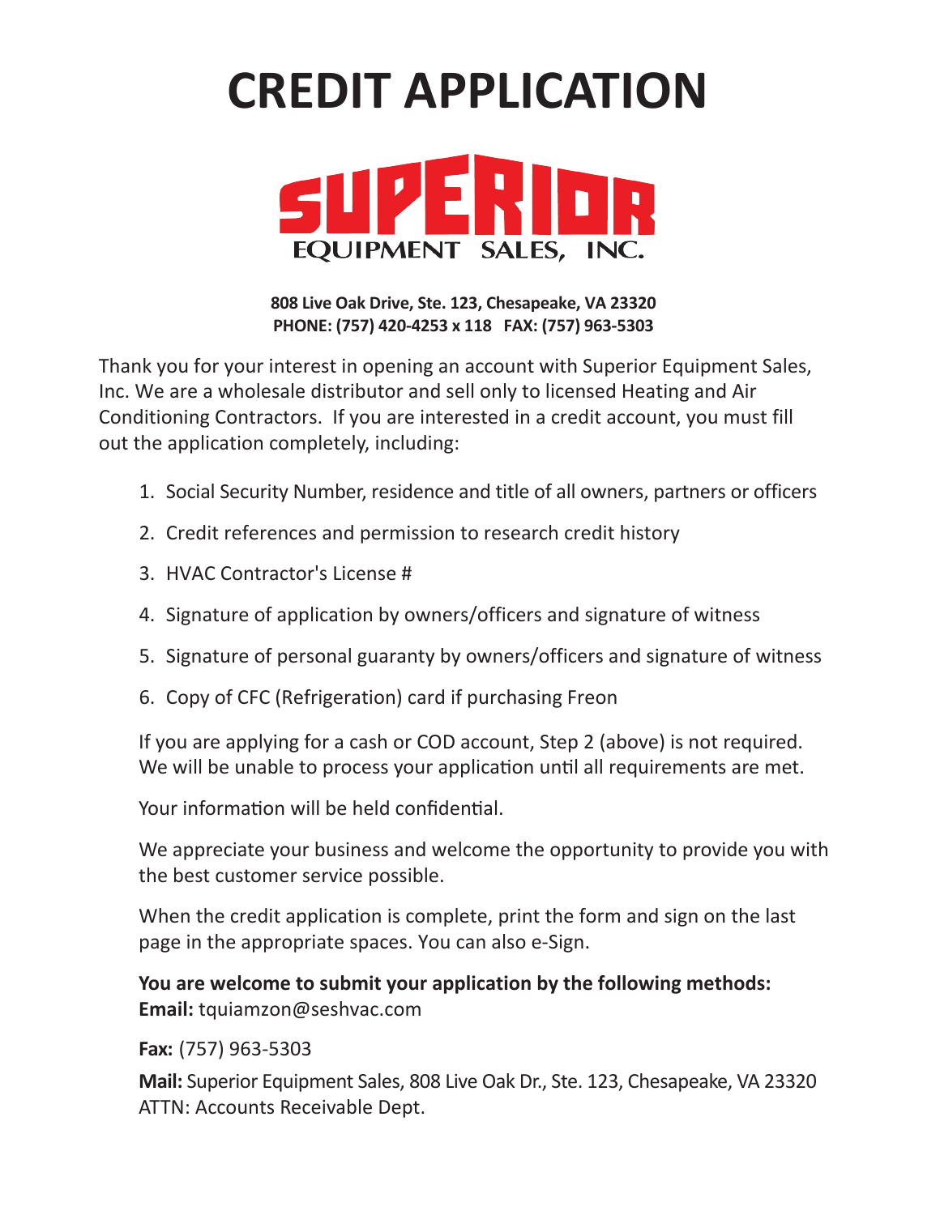# CREDIT APPLICATION

SUPERIOR
EQUIPMENT SALES, INC.

**808 Live Oak Drive, Ste. 123, Chesapeake, VA 23320**
**PHONE: (757) 420-4253 x 118 FAX: (757) 963-5303**

Thank you for your interest in opening an account with Superior Equipment Sales, Inc. We are a wholesale distributor and sell only to licensed Heating and Air Conditioning Contractors. If you are interested in a credit account, you must fill out the application completely, including:

1. Social Security Number, residence and title of all owners, partners or officers
2. Credit references and permission to research credit history
3. HVAC Contractor's License #
4. Signature of application by owners/officers and signature of witness
5. Signature of personal guaranty by owners/officers and signature of witness
6. Copy of CFC (Refrigeration) card if purchasing Freon

If you are applying for a cash or COD account, Step 2 (above) is not required. We will be unable to process your application until all requirements are met.

Your information will be held confidential.

We appreciate your business and welcome the opportunity to provide you with the best customer service possible.

When the credit application is complete, print the form and sign on the last page in the appropriate spaces. You can also e-Sign.

**You are welcome to submit your application by the following methods:**
**Email:** tquiamzon@seshvac.com

**Fax:** (757) 963-5303

**Mail:** Superior Equipment Sales, 808 Live Oak Dr., Ste. 123, Chesapeake, VA 23320
ATTN: Accounts Receivable Dept.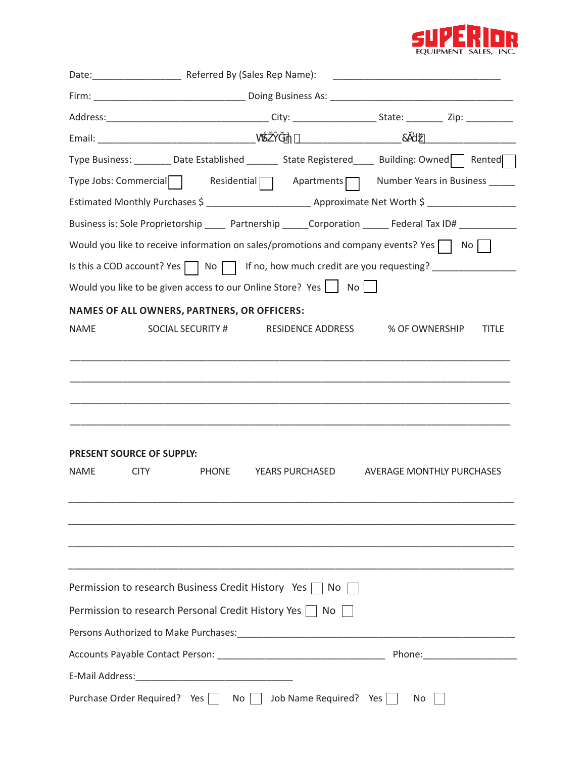SUPERIOR EQUIPMENT SALES, INC.

Date:________________ Referred By (Sales Rep Name): ______________________________

Firm: ____________________________ Doing Business As: __________________________________

Address:______________________________ City: _______________ State: _______ Zip: _________

Email: _____________________________WŚŽŶĞ͗ __________________&Ădž͗_________________

Type Business: _______ Date Established ______ State Registered____ Building: Owned ☐ Rented ☐

Type Jobs: Commercial ☐ Residential ☐ Apartments ☐ Number Years in Business _____

Estimated Monthly Purchases $ ___________________ Approximate Net Worth $ ________________

Business is: Sole Proprietorship ____ Partnership _____Corporation _____ Federal Tax ID# ___________

Would you like to receive information on sales/promotions and company events? Yes ☐ No ☐

Is this a COD account? Yes ☐ No ☐ If no, how much credit are you requesting? _______________

Would you like to be given access to our Online Store? Yes ☐ No ☐

**NAMES OF ALL OWNERS, PARTNERS, OR OFFICERS:**

| NAME | SOCIAL SECURITY # | RESIDENCE ADDRESS | % OF OWNERSHIP | TITLE |
|---|---|---|---|---|
| | | | | |
| | | | | |
| | | | | |
| | | | | |

**PRESENT SOURCE OF SUPPLY:**

| NAME | CITY | PHONE | YEARS PURCHASED | AVERAGE MONTHLY PURCHASES |
|---|---|---|---|---|
| | | | | |
| | | | | |
| | | | | |
| | | | | |

Permission to research Business Credit History Yes ☐ No ☐

Permission to research Personal Credit History Yes ☐ No ☐

Persons Authorized to Make Purchases:_______________________________________________

Accounts Payable Contact Person: ______________________________ Phone:_________________

E-Mail Address:_____________________________

Purchase Order Required? Yes ☐ No ☐ Job Name Required? Yes ☐ No ☐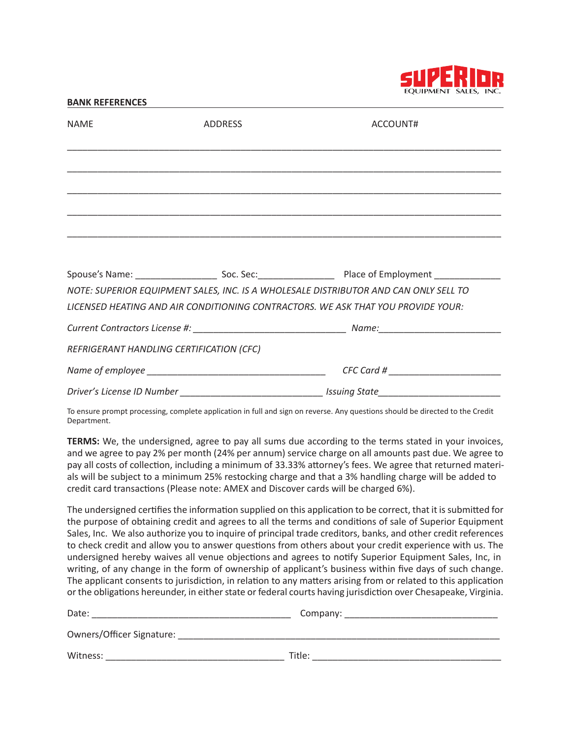SUPERIOR EQUIPMENT SALES, INC.

**BANK REFERENCES**

| NAME | ADDRESS | ACCOUNT# |
|---|---|---|
| | | |
| | | |
| | | |
| | | |
| | | |

Spouse's Name: ________________ Soc. Sec:_______________ Place of Employment _____________

*NOTE: SUPERIOR EQUIPMENT SALES, INC. IS A WHOLESALE DISTRIBUTOR AND CAN ONLY SELL TO LICENSED HEATING AND AIR CONDITIONING CONTRACTORS. WE ASK THAT YOU PROVIDE YOUR:*

*Current Contractors License #:* ______________________________ *Name:*________________________

*REFRIGERANT HANDLING CERTIFICATION (CFC)*

*Name of employee* ___________________________________ *CFC Card #* ______________________

*Driver's License ID Number* ___________________________ *Issuing State*_______________________

To ensure prompt processing, complete application in full and sign on reverse. Any questions should be directed to the Credit Department.

**TERMS:** We, the undersigned, agree to pay all sums due according to the terms stated in your invoices, and we agree to pay 2% per month (24% per annum) service charge on all amounts past due. We agree to pay all costs of collection, including a minimum of 33.33% attorney's fees. We agree that returned materials will be subject to a minimum 25% restocking charge and that a 3% handling charge will be added to credit card transactions (Please note: AMEX and Discover cards will be charged 6%).

The undersigned certifies the information supplied on this application to be correct, that it is submitted for the purpose of obtaining credit and agrees to all the terms and conditions of sale of Superior Equipment Sales, Inc. We also authorize you to inquire of principal trade creditors, banks, and other credit references to check credit and allow you to answer questions from others about your credit experience with us. The undersigned hereby waives all venue objections and agrees to notify Superior Equipment Sales, Inc, in writing, of any change in the form of ownership of applicant's business within five days of such change. The applicant consents to jurisdiction, in relation to any matters arising from or related to this application or the obligations hereunder, in either state or federal courts having jurisdiction over Chesapeake, Virginia.

Date: ________________________________________ Company: ______________________________

Owners/Officer Signature: __________________________________________________________________

Witness: __________________________________ Title: ____________________________________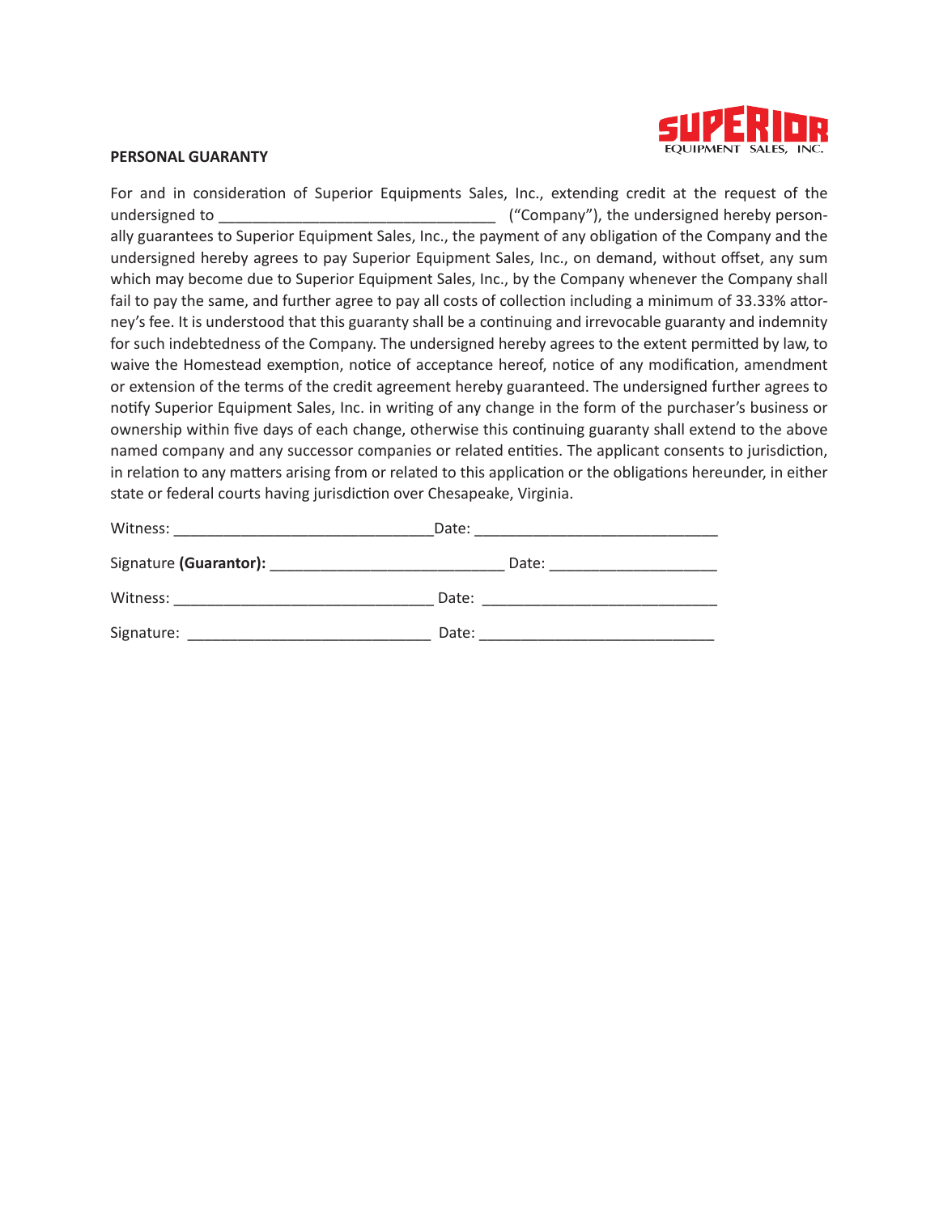SUPERIOR
EQUIPMENT SALES, INC.

**PERSONAL GUARANTY**

For and in consideration of Superior Equipments Sales, Inc., extending credit at the request of the undersigned to ________________________________ ("Company"), the undersigned hereby personally guarantees to Superior Equipment Sales, Inc., the payment of any obligation of the Company and the undersigned hereby agrees to pay Superior Equipment Sales, Inc., on demand, without offset, any sum which may become due to Superior Equipment Sales, Inc., by the Company whenever the Company shall fail to pay the same, and further agree to pay all costs of collection including a minimum of 33.33% attorney's fee. It is understood that this guaranty shall be a continuing and irrevocable guaranty and indemnity for such indebtedness of the Company. The undersigned hereby agrees to the extent permitted by law, to waive the Homestead exemption, notice of acceptance hereof, notice of any modification, amendment or extension of the terms of the credit agreement hereby guaranteed. The undersigned further agrees to notify Superior Equipment Sales, Inc. in writing of any change in the form of the purchaser's business or ownership within five days of each change, otherwise this continuing guaranty shall extend to the above named company and any successor companies or related entities. The applicant consents to jurisdiction, in relation to any matters arising from or related to this application or the obligations hereunder, in either state or federal courts having jurisdiction over Chesapeake, Virginia.

Witness: ______________________________ Date: ____________________________

Signature **(Guarantor):** __________________________ Date: ___________________

Witness: ______________________________ Date: ___________________________

Signature: ____________________________ Date: ___________________________